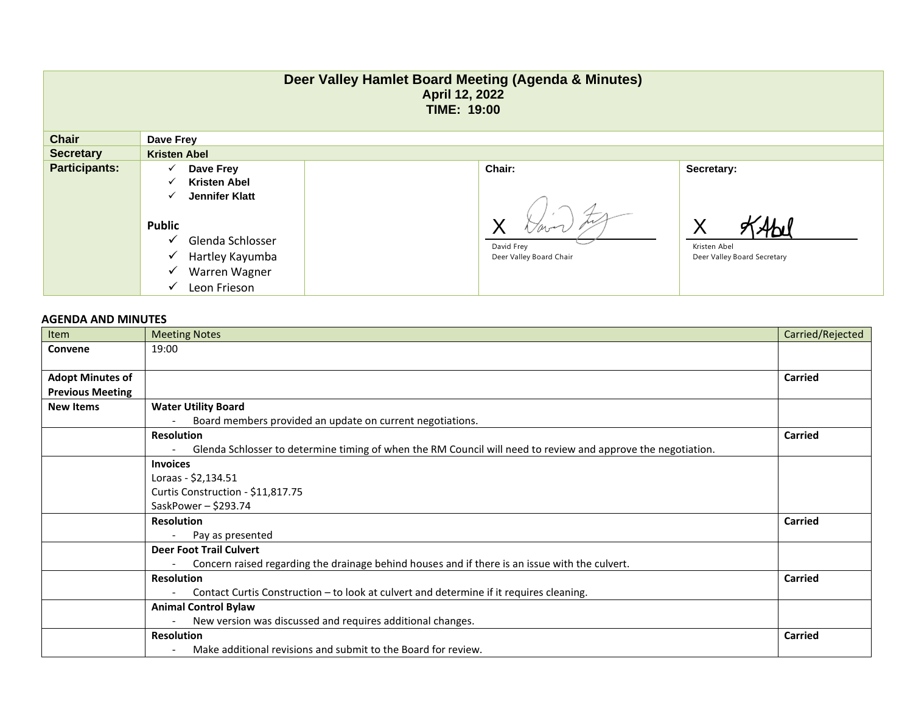# Deer Valley Hamlet Board Meeting (Agenda & Minutes)

**April 12, 2022**

**TIME: 19:00**

| | | | |
|---|---|---|---|
| **Chair** | **Dave Frey** | | |
| **Secretary** | **Kristen Abel** | | |
| **Participants:** | ✓ **Dave Frey**<br>✓ **Kristen Abel**<br>✓ **Jennifer Klatt**<br><br>**Public**<br>✓ Glenda Schlosser<br>✓ Hartley Kayumba<br>✓ Warren Wagner<br>✓ Leon Frieson | **Chair:**<br><br>X<br>David Frey<br>Deer Valley Board Chair | **Secretary:**<br><br>X<br>Kristen Abel<br>Deer Valley Board Secretary |

## AGENDA AND MINUTES

| Item | Meeting Notes | Carried/Rejected |
|---|---|---|
| **Convene** | 19:00 | |
| **Adopt Minutes of Previous Meeting** | | **Carried** |
| **New Items** | **Water Utility Board**<br>- Board members provided an update on current negotiations. | |
| | **Resolution**<br>- Glenda Schlosser to determine timing of when the RM Council will need to review and approve the negotiation. | **Carried** |
| | **Invoices**<br>Loraas - $2,134.51<br>Curtis Construction - $11,817.75<br>SaskPower – $293.74 | |
| | **Resolution**<br>- Pay as presented | **Carried** |
| | **Deer Foot Trail Culvert**<br>- Concern raised regarding the drainage behind houses and if there is an issue with the culvert. | |
| | **Resolution**<br>- Contact Curtis Construction – to look at culvert and determine if it requires cleaning. | **Carried** |
| | **Animal Control Bylaw**<br>- New version was discussed and requires additional changes. | |
| | **Resolution**<br>- Make additional revisions and submit to the Board for review. | **Carried** |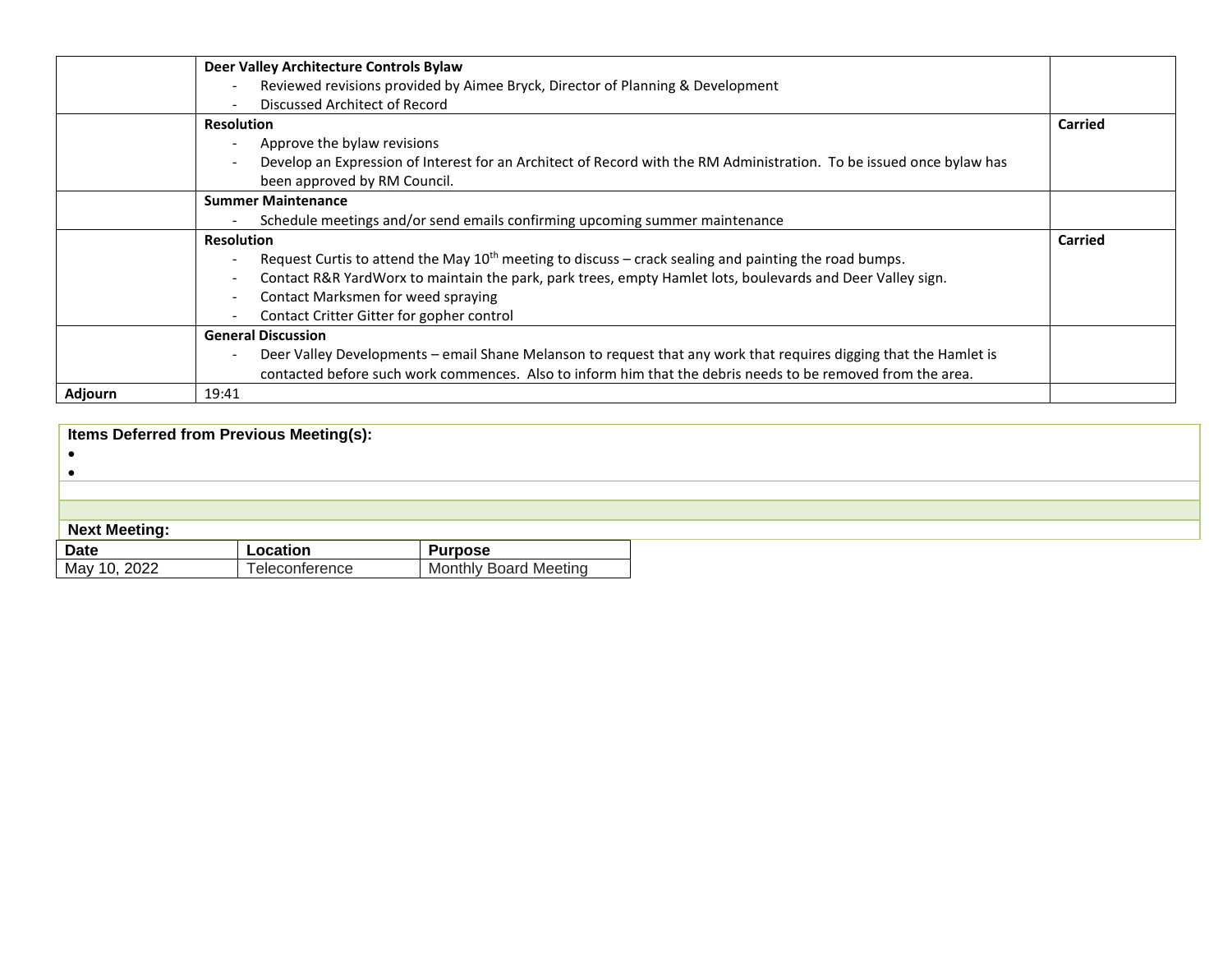| | | |
|---|---|---|
| | **Deer Valley Architecture Controls Bylaw**<br>- Reviewed revisions provided by Aimee Bryck, Director of Planning & Development<br>- Discussed Architect of Record | |
| | **Resolution**<br>- Approve the bylaw revisions<br>- Develop an Expression of Interest for an Architect of Record with the RM Administration. To be issued once bylaw has been approved by RM Council. | **Carried** |
| | **Summer Maintenance**<br>- Schedule meetings and/or send emails confirming upcoming summer maintenance | |
| | **Resolution**<br>- Request Curtis to attend the May 10th meeting to discuss – crack sealing and painting the road bumps.<br>- Contact R&R YardWorx to maintain the park, park trees, empty Hamlet lots, boulevards and Deer Valley sign.<br>- Contact Marksmen for weed spraying<br>- Contact Critter Gitter for gopher control | **Carried** |
| | **General Discussion**<br>- Deer Valley Developments – email Shane Melanson to request that any work that requires digging that the Hamlet is contacted before such work commences. Also to inform him that the debris needs to be removed from the area. | |
| **Adjourn** | 19:41 | |

**Items Deferred from Previous Meeting(s):**

- 
- 

**Next Meeting:**

| Date | Location | Purpose |
|---|---|---|
| May 10, 2022 | Teleconference | Monthly Board Meeting |